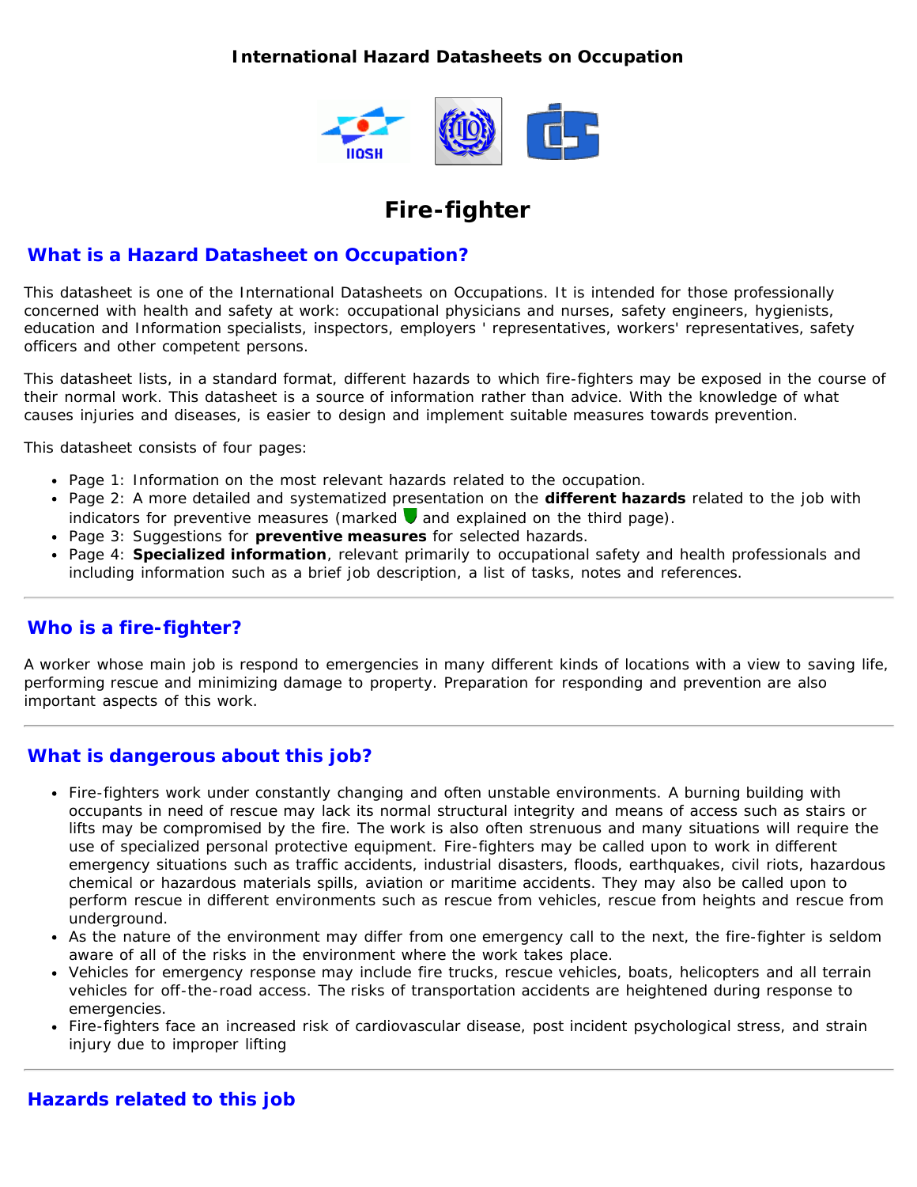**International Hazard Datasheets on Occupation**

# Fire-fighter

## What is a Hazard Datasheet on Occupation?

This datasheet is one of the International Datasheets on Occupations. It is intended for those professionally concerned with health and safety at work: occupational physicians and nurses, safety engineers, hygienists, education and Information specialists, inspectors, employers ' representatives, workers' representatives, safety officers and other competent persons.

This datasheet lists, in a standard format, different hazards to which fire-fighters may be exposed in the course of their normal work. This datasheet is a source of information rather than advice. With the knowledge of what causes injuries and diseases, is easier to design and implement suitable measures towards prevention.

This datasheet consists of four pages:

- Page 1: Information on the most relevant hazards related to the occupation.
- Page 2: A more detailed and systematized presentation on the **different hazards** related to the job with indicators for preventive measures (marked and explained on the third page).
- Page 3: Suggestions for **preventive measures** for selected hazards.
- Page 4: **Specialized information**, relevant primarily to occupational safety and health professionals and including information such as a brief job description, a list of tasks, notes and references.

## Who is a fire-fighter?

A worker whose main job is respond to emergencies in many different kinds of locations with a view to saving life, performing rescue and minimizing damage to property. Preparation for responding and prevention are also important aspects of this work.

## What is dangerous about this job?

- Fire-fighters work under constantly changing and often unstable environments. A burning building with occupants in need of rescue may lack its normal structural integrity and means of access such as stairs or lifts may be compromised by the fire. The work is also often strenuous and many situations will require the use of specialized personal protective equipment. Fire-fighters may be called upon to work in different emergency situations such as traffic accidents, industrial disasters, floods, earthquakes, civil riots, hazardous chemical or hazardous materials spills, aviation or maritime accidents. They may also be called upon to perform rescue in different environments such as rescue from vehicles, rescue from heights and rescue from underground.
- As the nature of the environment may differ from one emergency call to the next, the fire-fighter is seldom aware of all of the risks in the environment where the work takes place.
- Vehicles for emergency response may include fire trucks, rescue vehicles, boats, helicopters and all terrain vehicles for off-the-road access. The risks of transportation accidents are heightened during response to emergencies.
- Fire-fighters face an increased risk of cardiovascular disease, post incident psychological stress, and strain injury due to improper lifting

## Hazards related to this job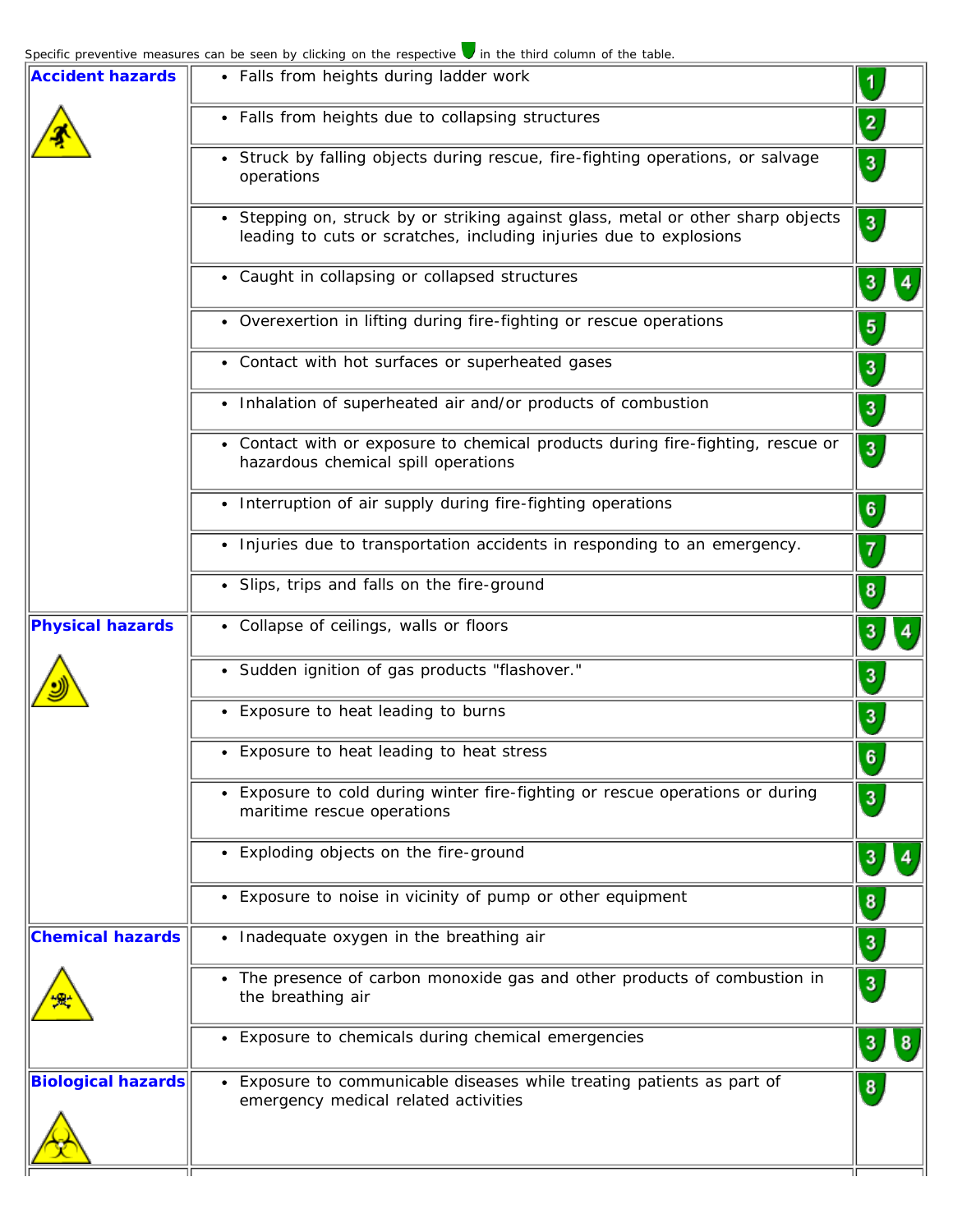Specific preventive measures can be seen by clicking on the respective in the third column of the table.

| | | |
|---|---|---|
| **Accident hazards** | • Falls from heights during ladder work | 1 |
| | • Falls from heights due to collapsing structures | 2 |
| | • Struck by falling objects during rescue, fire-fighting operations, or salvage operations | 3 |
| | • Stepping on, struck by or striking against glass, metal or other sharp objects leading to cuts or scratches, including injuries due to explosions | 3 |
| | • Caught in collapsing or collapsed structures | 3 4 |
| | • Overexertion in lifting during fire-fighting or rescue operations | 5 |
| | • Contact with hot surfaces or superheated gases | 3 |
| | • Inhalation of superheated air and/or products of combustion | 3 |
| | • Contact with or exposure to chemical products during fire-fighting, rescue or hazardous chemical spill operations | 3 |
| | • Interruption of air supply during fire-fighting operations | 6 |
| | • Injuries due to transportation accidents in responding to an emergency. | 7 |
| | • Slips, trips and falls on the fire-ground | 8 |
| **Physical hazards** | • Collapse of ceilings, walls or floors | 3 4 |
| | • Sudden ignition of gas products "flashover." | 3 |
| | • Exposure to heat leading to burns | 3 |
| | • Exposure to heat leading to heat stress | 6 |
| | • Exposure to cold during winter fire-fighting or rescue operations or during maritime rescue operations | 3 |
| | • Exploding objects on the fire-ground | 3 4 |
| | • Exposure to noise in vicinity of pump or other equipment | 8 |
| **Chemical hazards** | • Inadequate oxygen in the breathing air | 3 |
| | • The presence of carbon monoxide gas and other products of combustion in the breathing air | 3 |
| | • Exposure to chemicals during chemical emergencies | 3 8 |
| **Biological hazards** | • Exposure to communicable diseases while treating patients as part of emergency medical related activities | 8 |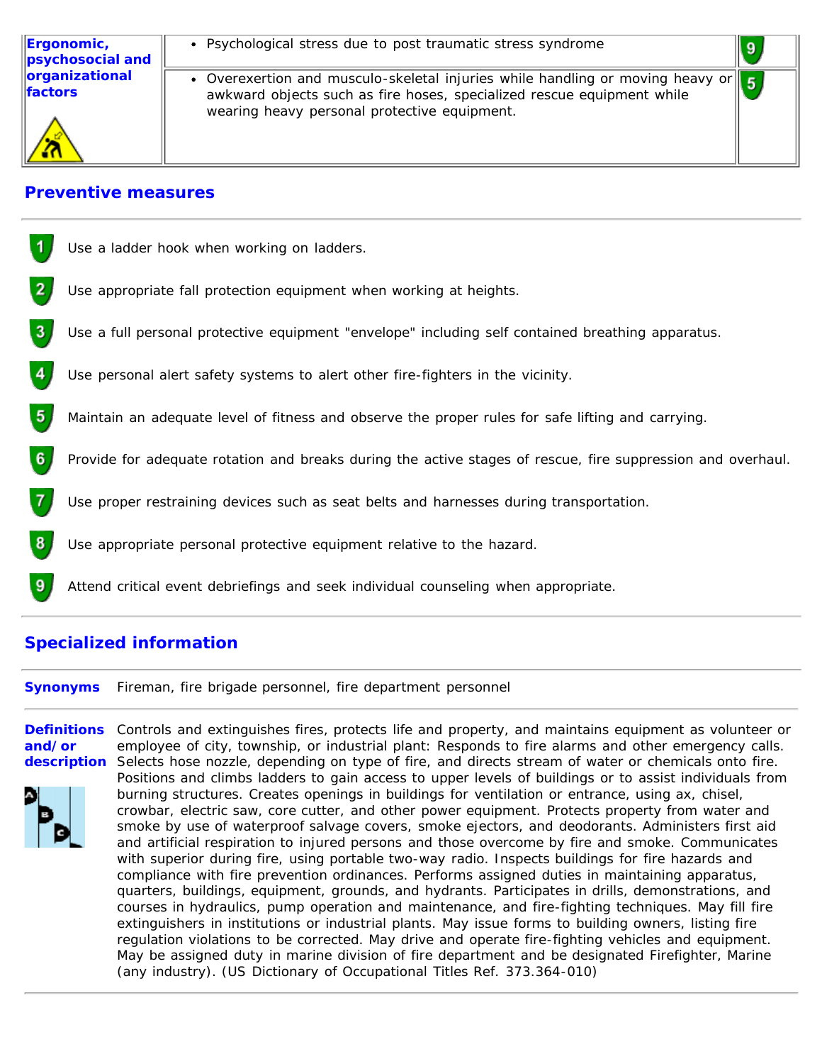| | | |
|---|---|---|
| **Ergonomic, psychosocial and organizational factors** | • Psychological stress due to post traumatic stress syndrome | 9 |
| | • Overexertion and musculo-skeletal injuries while handling or moving heavy or awkward objects such as fire hoses, specialized rescue equipment while wearing heavy personal protective equipment. | 5 |

## Preventive measures

1. Use a ladder hook when working on ladders.
2. Use appropriate fall protection equipment when working at heights.
3. Use a full personal protective equipment "envelope" including self contained breathing apparatus.
4. Use personal alert safety systems to alert other fire-fighters in the vicinity.
5. Maintain an adequate level of fitness and observe the proper rules for safe lifting and carrying.
6. Provide for adequate rotation and breaks during the active stages of rescue, fire suppression and overhaul.
7. Use proper restraining devices such as seat belts and harnesses during transportation.
8. Use appropriate personal protective equipment relative to the hazard.
9. Attend critical event debriefings and seek individual counseling when appropriate.

## Specialized information

**Synonyms** Fireman, fire brigade personnel, fire department personnel

**Definitions and/or description** Controls and extinguishes fires, protects life and property, and maintains equipment as volunteer or employee of city, township, or industrial plant: Responds to fire alarms and other emergency calls. Selects hose nozzle, depending on type of fire, and directs stream of water or chemicals onto fire. Positions and climbs ladders to gain access to upper levels of buildings or to assist individuals from burning structures. Creates openings in buildings for ventilation or entrance, using ax, chisel, crowbar, electric saw, core cutter, and other power equipment. Protects property from water and smoke by use of waterproof salvage covers, smoke ejectors, and deodorants. Administers first aid and artificial respiration to injured persons and those overcome by fire and smoke. Communicates with superior during fire, using portable two-way radio. Inspects buildings for fire hazards and compliance with fire prevention ordinances. Performs assigned duties in maintaining apparatus, quarters, buildings, equipment, grounds, and hydrants. Participates in drills, demonstrations, and courses in hydraulics, pump operation and maintenance, and fire-fighting techniques. May fill fire extinguishers in institutions or industrial plants. May issue forms to building owners, listing fire regulation violations to be corrected. May drive and operate fire-fighting vehicles and equipment. May be assigned duty in marine division of fire department and be designated Firefighter, Marine (any industry). (US Dictionary of Occupational Titles Ref. 373.364-010)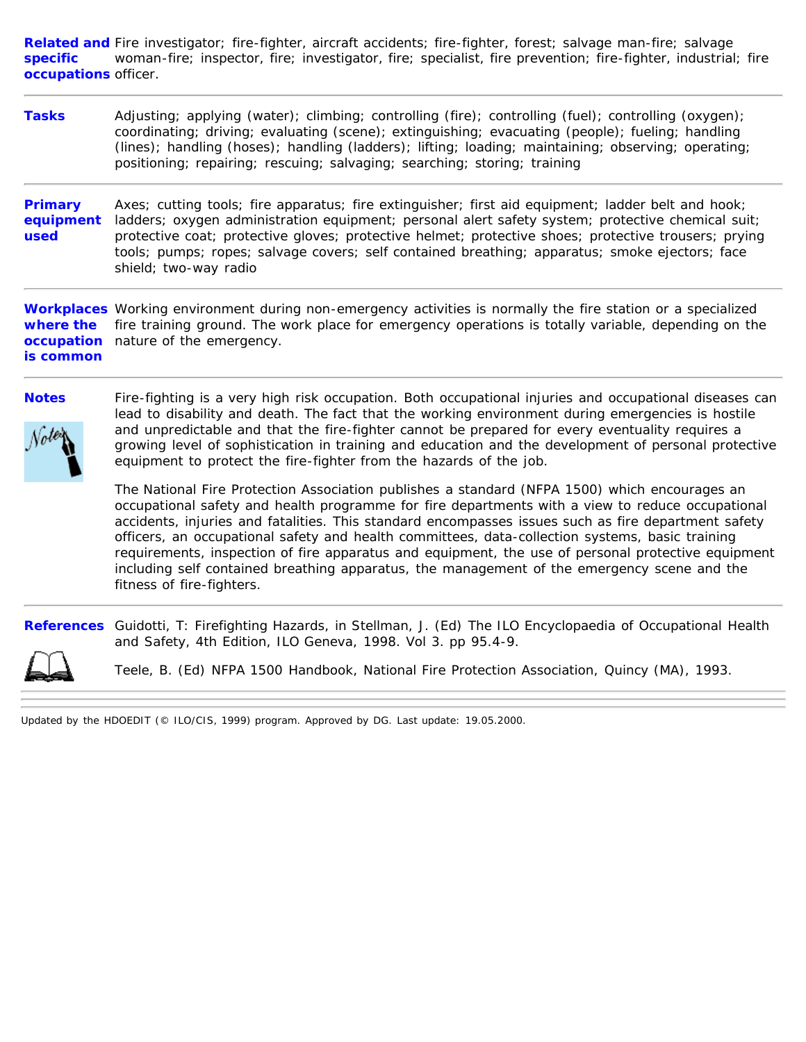**Related and specific occupations**

Fire investigator; fire-fighter, aircraft accidents; fire-fighter, forest; salvage man-fire; salvage woman-fire; inspector, fire; investigator, fire; specialist, fire prevention; fire-fighter, industrial; fire officer.

---

**Tasks**

Adjusting; applying (water); climbing; controlling (fire); controlling (fuel); controlling (oxygen); coordinating; driving; evaluating (scene); extinguishing; evacuating (people); fueling; handling (lines); handling (hoses); handling (ladders); lifting; loading; maintaining; observing; operating; positioning; repairing; rescuing; salvaging; searching; storing; training

---

**Primary equipment used**

Axes; cutting tools; fire apparatus; fire extinguisher; first aid equipment; ladder belt and hook; ladders; oxygen administration equipment; personal alert safety system; protective chemical suit; protective coat; protective gloves; protective helmet; protective shoes; protective trousers; prying tools; pumps; ropes; salvage covers; self contained breathing; apparatus; smoke ejectors; face shield; two-way radio

---

**Workplaces where the occupation is common**

Working environment during non-emergency activities is normally the fire station or a specialized fire training ground. The work place for emergency operations is totally variable, depending on the nature of the emergency.

---

**Notes**

Fire-fighting is a very high risk occupation. Both occupational injuries and occupational diseases can lead to disability and death. The fact that the working environment during emergencies is hostile and unpredictable and that the fire-fighter cannot be prepared for every eventuality requires a growing level of sophistication in training and education and the development of personal protective equipment to protect the fire-fighter from the hazards of the job.

The National Fire Protection Association publishes a standard (NFPA 1500) which encourages an occupational safety and health programme for fire departments with a view to reduce occupational accidents, injuries and fatalities. This standard encompasses issues such as fire department safety officers, an occupational safety and health committees, data-collection systems, basic training requirements, inspection of fire apparatus and equipment, the use of personal protective equipment including self contained breathing apparatus, the management of the emergency scene and the fitness of fire-fighters.

---

**References**

Guidotti, T: Firefighting Hazards, in Stellman, J. (Ed) The ILO Encyclopaedia of Occupational Health and Safety, 4th Edition, ILO Geneva, 1998. Vol 3. pp 95.4-9.

Teele, B. (Ed) NFPA 1500 Handbook, National Fire Protection Association, Quincy (MA), 1993.

---

Updated by the HDOEDIT (© ILO/CIS, 1999) program. Approved by DG. Last update: 19.05.2000.